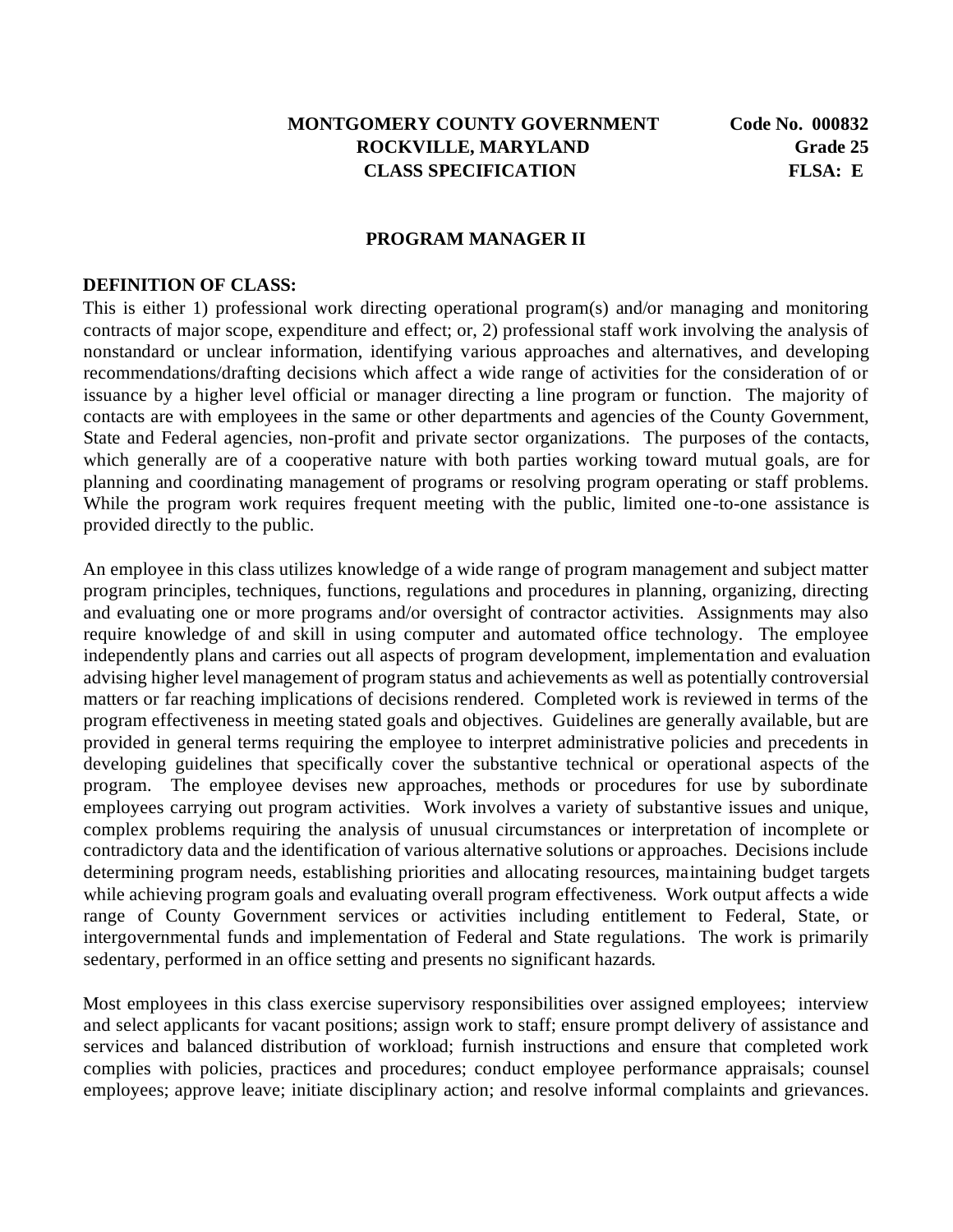**MONTGOMERY COUNTY GOVERNMENT** **Code No. 000832**
**ROCKVILLE, MARYLAND** **Grade 25**
**CLASS SPECIFICATION** **FLSA: E**

# PROGRAM MANAGER II

## DEFINITION OF CLASS:

This is either 1) professional work directing operational program(s) and/or managing and monitoring contracts of major scope, expenditure and effect; or, 2) professional staff work involving the analysis of nonstandard or unclear information, identifying various approaches and alternatives, and developing recommendations/drafting decisions which affect a wide range of activities for the consideration of or issuance by a higher level official or manager directing a line program or function. The majority of contacts are with employees in the same or other departments and agencies of the County Government, State and Federal agencies, non-profit and private sector organizations. The purposes of the contacts, which generally are of a cooperative nature with both parties working toward mutual goals, are for planning and coordinating management of programs or resolving program operating or staff problems. While the program work requires frequent meeting with the public, limited one-to-one assistance is provided directly to the public.

An employee in this class utilizes knowledge of a wide range of program management and subject matter program principles, techniques, functions, regulations and procedures in planning, organizing, directing and evaluating one or more programs and/or oversight of contractor activities. Assignments may also require knowledge of and skill in using computer and automated office technology. The employee independently plans and carries out all aspects of program development, implementation and evaluation advising higher level management of program status and achievements as well as potentially controversial matters or far reaching implications of decisions rendered. Completed work is reviewed in terms of the program effectiveness in meeting stated goals and objectives. Guidelines are generally available, but are provided in general terms requiring the employee to interpret administrative policies and precedents in developing guidelines that specifically cover the substantive technical or operational aspects of the program. The employee devises new approaches, methods or procedures for use by subordinate employees carrying out program activities. Work involves a variety of substantive issues and unique, complex problems requiring the analysis of unusual circumstances or interpretation of incomplete or contradictory data and the identification of various alternative solutions or approaches. Decisions include determining program needs, establishing priorities and allocating resources, maintaining budget targets while achieving program goals and evaluating overall program effectiveness. Work output affects a wide range of County Government services or activities including entitlement to Federal, State, or intergovernmental funds and implementation of Federal and State regulations. The work is primarily sedentary, performed in an office setting and presents no significant hazards.

Most employees in this class exercise supervisory responsibilities over assigned employees; interview and select applicants for vacant positions; assign work to staff; ensure prompt delivery of assistance and services and balanced distribution of workload; furnish instructions and ensure that completed work complies with policies, practices and procedures; conduct employee performance appraisals; counsel employees; approve leave; initiate disciplinary action; and resolve informal complaints and grievances.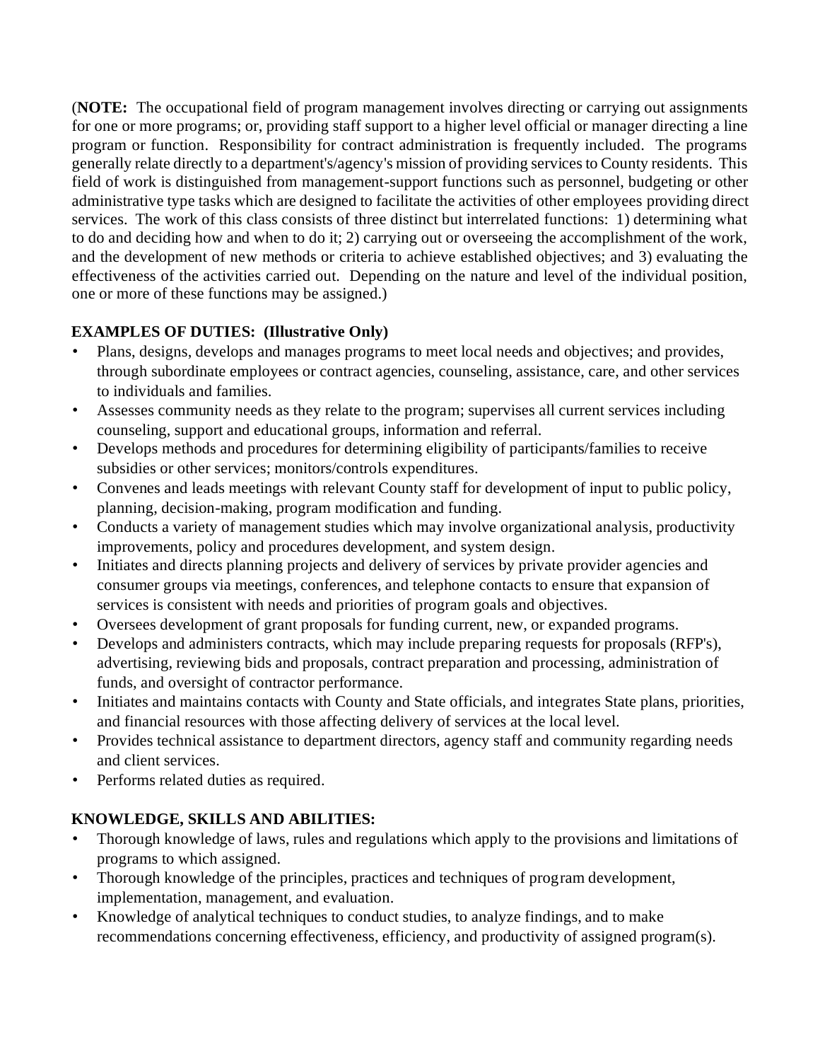(**NOTE:** The occupational field of program management involves directing or carrying out assignments for one or more programs; or, providing staff support to a higher level official or manager directing a line program or function. Responsibility for contract administration is frequently included. The programs generally relate directly to a department's/agency's mission of providing services to County residents. This field of work is distinguished from management-support functions such as personnel, budgeting or other administrative type tasks which are designed to facilitate the activities of other employees providing direct services. The work of this class consists of three distinct but interrelated functions: 1) determining what to do and deciding how and when to do it; 2) carrying out or overseeing the accomplishment of the work, and the development of new methods or criteria to achieve established objectives; and 3) evaluating the effectiveness of the activities carried out. Depending on the nature and level of the individual position, one or more of these functions may be assigned.)

**EXAMPLES OF DUTIES: (Illustrative Only)**

- Plans, designs, develops and manages programs to meet local needs and objectives; and provides, through subordinate employees or contract agencies, counseling, assistance, care, and other services to individuals and families.
- Assesses community needs as they relate to the program; supervises all current services including counseling, support and educational groups, information and referral.
- Develops methods and procedures for determining eligibility of participants/families to receive subsidies or other services; monitors/controls expenditures.
- Convenes and leads meetings with relevant County staff for development of input to public policy, planning, decision-making, program modification and funding.
- Conducts a variety of management studies which may involve organizational analysis, productivity improvements, policy and procedures development, and system design.
- Initiates and directs planning projects and delivery of services by private provider agencies and consumer groups via meetings, conferences, and telephone contacts to ensure that expansion of services is consistent with needs and priorities of program goals and objectives.
- Oversees development of grant proposals for funding current, new, or expanded programs.
- Develops and administers contracts, which may include preparing requests for proposals (RFP's), advertising, reviewing bids and proposals, contract preparation and processing, administration of funds, and oversight of contractor performance.
- Initiates and maintains contacts with County and State officials, and integrates State plans, priorities, and financial resources with those affecting delivery of services at the local level.
- Provides technical assistance to department directors, agency staff and community regarding needs and client services.
- Performs related duties as required.

**KNOWLEDGE, SKILLS AND ABILITIES:**

- Thorough knowledge of laws, rules and regulations which apply to the provisions and limitations of programs to which assigned.
- Thorough knowledge of the principles, practices and techniques of program development, implementation, management, and evaluation.
- Knowledge of analytical techniques to conduct studies, to analyze findings, and to make recommendations concerning effectiveness, efficiency, and productivity of assigned program(s).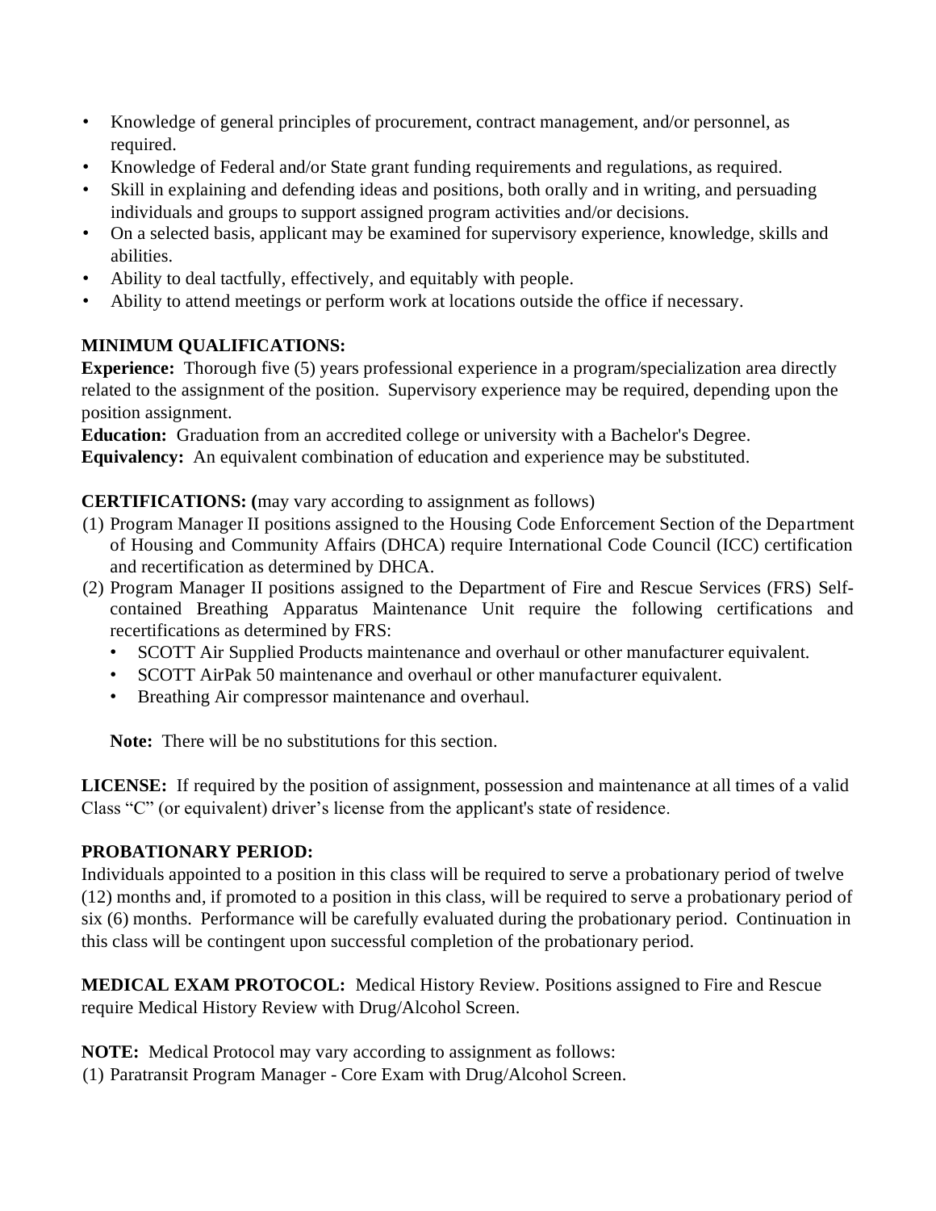- Knowledge of general principles of procurement, contract management, and/or personnel, as required.
- Knowledge of Federal and/or State grant funding requirements and regulations, as required.
- Skill in explaining and defending ideas and positions, both orally and in writing, and persuading individuals and groups to support assigned program activities and/or decisions.
- On a selected basis, applicant may be examined for supervisory experience, knowledge, skills and abilities.
- Ability to deal tactfully, effectively, and equitably with people.
- Ability to attend meetings or perform work at locations outside the office if necessary.

**MINIMUM QUALIFICATIONS:**

**Experience:** Thorough five (5) years professional experience in a program/specialization area directly related to the assignment of the position. Supervisory experience may be required, depending upon the position assignment.

**Education:** Graduation from an accredited college or university with a Bachelor's Degree.

**Equivalency:** An equivalent combination of education and experience may be substituted.

**CERTIFICATIONS: (**may vary according to assignment as follows)

(1) Program Manager II positions assigned to the Housing Code Enforcement Section of the Department of Housing and Community Affairs (DHCA) require International Code Council (ICC) certification and recertification as determined by DHCA.

(2) Program Manager II positions assigned to the Department of Fire and Rescue Services (FRS) Self-contained Breathing Apparatus Maintenance Unit require the following certifications and recertifications as determined by FRS:
   - SCOTT Air Supplied Products maintenance and overhaul or other manufacturer equivalent.
   - SCOTT AirPak 50 maintenance and overhaul or other manufacturer equivalent.
   - Breathing Air compressor maintenance and overhaul.

**Note:** There will be no substitutions for this section.

**LICENSE:** If required by the position of assignment, possession and maintenance at all times of a valid Class "C" (or equivalent) driver's license from the applicant's state of residence.

**PROBATIONARY PERIOD:**

Individuals appointed to a position in this class will be required to serve a probationary period of twelve (12) months and, if promoted to a position in this class, will be required to serve a probationary period of six (6) months. Performance will be carefully evaluated during the probationary period. Continuation in this class will be contingent upon successful completion of the probationary period.

**MEDICAL EXAM PROTOCOL:** Medical History Review. Positions assigned to Fire and Rescue require Medical History Review with Drug/Alcohol Screen.

**NOTE:** Medical Protocol may vary according to assignment as follows:

(1) Paratransit Program Manager - Core Exam with Drug/Alcohol Screen.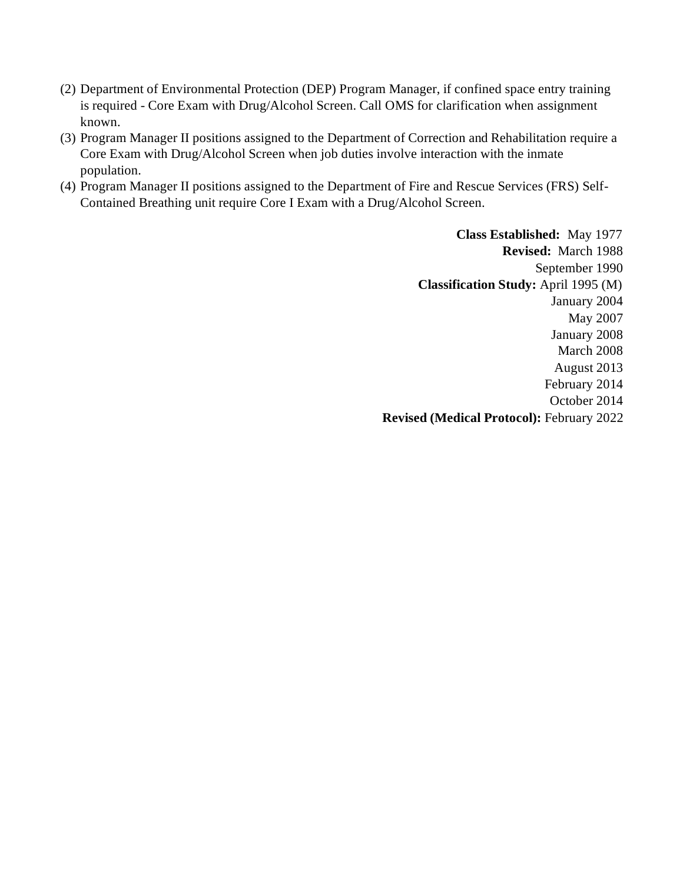(2) Department of Environmental Protection (DEP) Program Manager, if confined space entry training is required - Core Exam with Drug/Alcohol Screen. Call OMS for clarification when assignment known.

(3) Program Manager II positions assigned to the Department of Correction and Rehabilitation require a Core Exam with Drug/Alcohol Screen when job duties involve interaction with the inmate population.

(4) Program Manager II positions assigned to the Department of Fire and Rescue Services (FRS) Self-Contained Breathing unit require Core I Exam with a Drug/Alcohol Screen.

**Class Established:** May 1977
**Revised:** March 1988
September 1990
**Classification Study:** April 1995 (M)
January 2004
May 2007
January 2008
March 2008
August 2013
February 2014
October 2014
**Revised (Medical Protocol):** February 2022